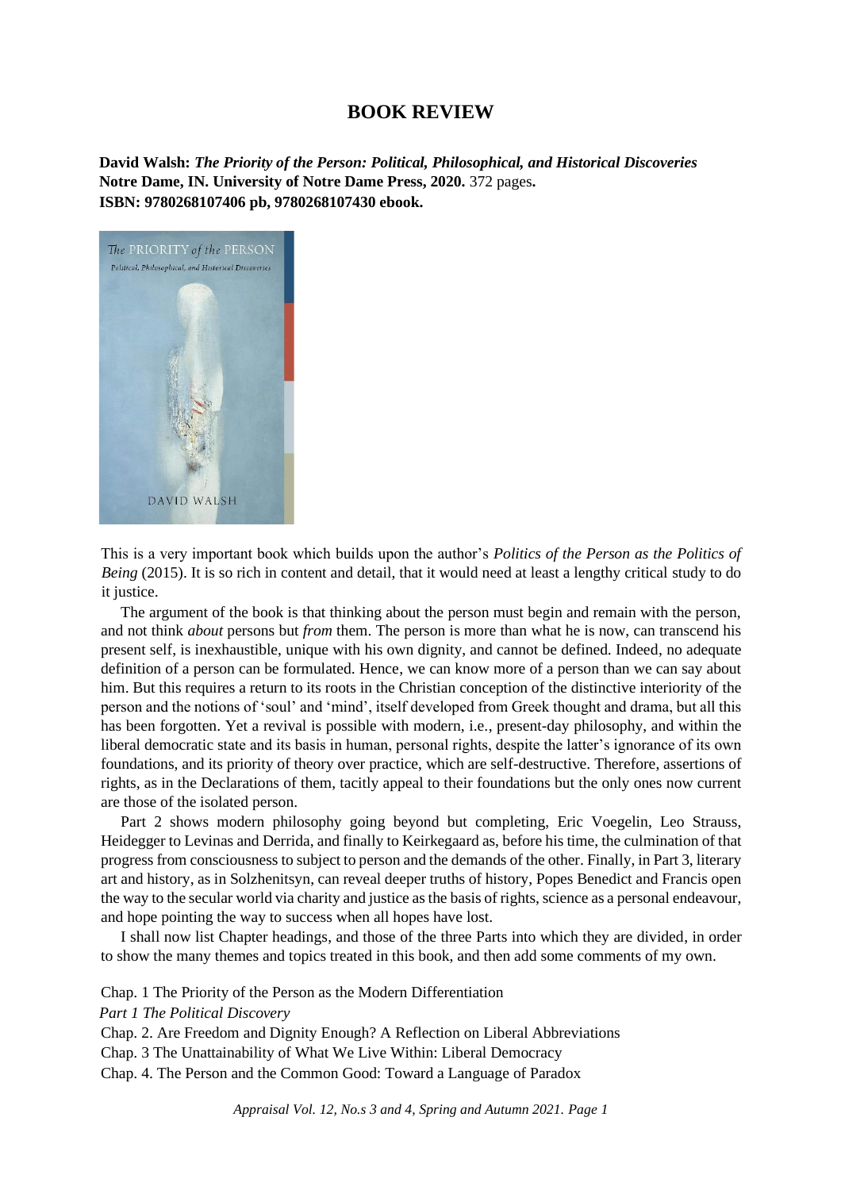# BOOK REVIEW

**David Walsh: *The Priority of the Person: Political, Philosophical, and Historical Discoveries***
**Notre Dame, IN. University of Notre Dame Press, 2020.** 372 pages**.**
**ISBN: 9780268107406 pb, 9780268107430 ebook.**

This is a very important book which builds upon the author's *Politics of the Person as the Politics of Being* (2015). It is so rich in content and detail, that it would need at least a lengthy critical study to do it justice.

The argument of the book is that thinking about the person must begin and remain with the person, and not think *about* persons but *from* them. The person is more than what he is now, can transcend his present self, is inexhaustible, unique with his own dignity, and cannot be defined. Indeed, no adequate definition of a person can be formulated. Hence, we can know more of a person than we can say about him. But this requires a return to its roots in the Christian conception of the distinctive interiority of the person and the notions of 'soul' and 'mind', itself developed from Greek thought and drama, but all this has been forgotten. Yet a revival is possible with modern, i.e., present-day philosophy, and within the liberal democratic state and its basis in human, personal rights, despite the latter's ignorance of its own foundations, and its priority of theory over practice, which are self-destructive. Therefore, assertions of rights, as in the Declarations of them, tacitly appeal to their foundations but the only ones now current are those of the isolated person.

Part 2 shows modern philosophy going beyond but completing, Eric Voegelin, Leo Strauss, Heidegger to Levinas and Derrida, and finally to Keirkegaard as, before his time, the culmination of that progress from consciousness to subject to person and the demands of the other. Finally, in Part 3, literary art and history, as in Solzhenitsyn, can reveal deeper truths of history, Popes Benedict and Francis open the way to the secular world via charity and justice as the basis of rights, science as a personal endeavour, and hope pointing the way to success when all hopes have lost.

I shall now list Chapter headings, and those of the three Parts into which they are divided, in order to show the many themes and topics treated in this book, and then add some comments of my own.

Chap. 1 The Priority of the Person as the Modern Differentiation

*Part 1 The Political Discovery*

Chap. 2. Are Freedom and Dignity Enough? A Reflection on Liberal Abbreviations

Chap. 3 The Unattainability of What We Live Within: Liberal Democracy

Chap. 4. The Person and the Common Good: Toward a Language of Paradox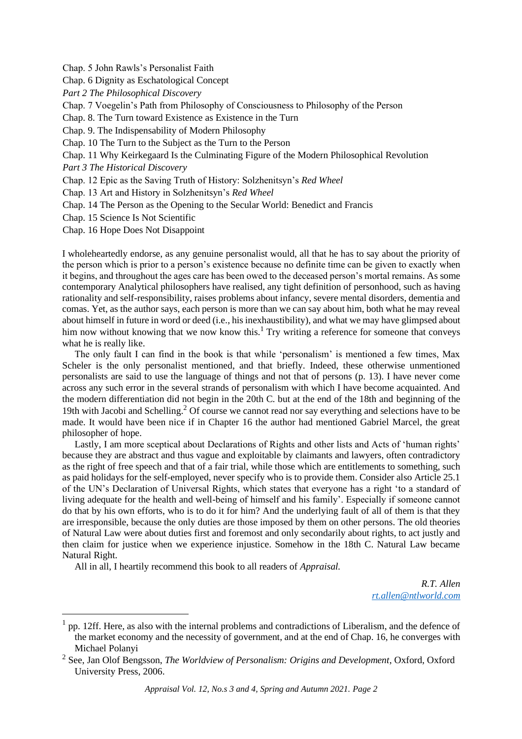Chap. 5 John Rawls's Personalist Faith

Chap. 6 Dignity as Eschatological Concept

*Part 2 The Philosophical Discovery*

Chap. 7 Voegelin's Path from Philosophy of Consciousness to Philosophy of the Person

Chap. 8. The Turn toward Existence as Existence in the Turn

Chap. 9. The Indispensability of Modern Philosophy

Chap. 10 The Turn to the Subject as the Turn to the Person

Chap. 11 Why Keirkegaard Is the Culminating Figure of the Modern Philosophical Revolution

*Part 3 The Historical Discovery*

Chap. 12 Epic as the Saving Truth of History: Solzhenitsyn's *Red Wheel*

Chap. 13 Art and History in Solzhenitsyn's *Red Wheel*

Chap. 14 The Person as the Opening to the Secular World: Benedict and Francis

Chap. 15 Science Is Not Scientific

Chap. 16 Hope Does Not Disappoint

I wholeheartedly endorse, as any genuine personalist would, all that he has to say about the priority of the person which is prior to a person's existence because no definite time can be given to exactly when it begins, and throughout the ages care has been owed to the deceased person's mortal remains. As some contemporary Analytical philosophers have realised, any tight definition of personhood, such as having rationality and self-responsibility, raises problems about infancy, severe mental disorders, dementia and comas. Yet, as the author says, each person is more than we can say about him, both what he may reveal about himself in future in word or deed (i.e., his inexhaustibility), and what we may have glimpsed about him now without knowing that we now know this.[1] Try writing a reference for someone that conveys what he is really like.

The only fault I can find in the book is that while 'personalism' is mentioned a few times, Max Scheler is the only personalist mentioned, and that briefly. Indeed, these otherwise unmentioned personalists are said to use the language of things and not that of persons (p. 13). I have never come across any such error in the several strands of personalism with which I have become acquainted. And the modern differentiation did not begin in the 20th C. but at the end of the 18th and beginning of the 19th with Jacobi and Schelling.[2] Of course we cannot read nor say everything and selections have to be made. It would have been nice if in Chapter 16 the author had mentioned Gabriel Marcel, the great philosopher of hope.

Lastly, I am more sceptical about Declarations of Rights and other lists and Acts of 'human rights' because they are abstract and thus vague and exploitable by claimants and lawyers, often contradictory as the right of free speech and that of a fair trial, while those which are entitlements to something, such as paid holidays for the self-employed, never specify who is to provide them. Consider also Article 25.1 of the UN's Declaration of Universal Rights, which states that everyone has a right 'to a standard of living adequate for the health and well-being of himself and his family'. Especially if someone cannot do that by his own efforts, who is to do it for him? And the underlying fault of all of them is that they are irresponsible, because the only duties are those imposed by them on other persons. The old theories of Natural Law were about duties first and foremost and only secondarily about rights, to act justly and then claim for justice when we experience injustice. Somehow in the 18th C. Natural Law became Natural Right.

All in all, I heartily recommend this book to all readers of *Appraisal.*

*R.T. Allen*
*rt.allen@ntlworld.com*

---

[1] pp. 12ff. Here, as also with the internal problems and contradictions of Liberalism, and the defence of the market economy and the necessity of government, and at the end of Chap. 16, he converges with Michael Polanyi

[2] See, Jan Olof Bengsson, *The Worldview of Personalism: Origins and Development*, Oxford, Oxford University Press, 2006.